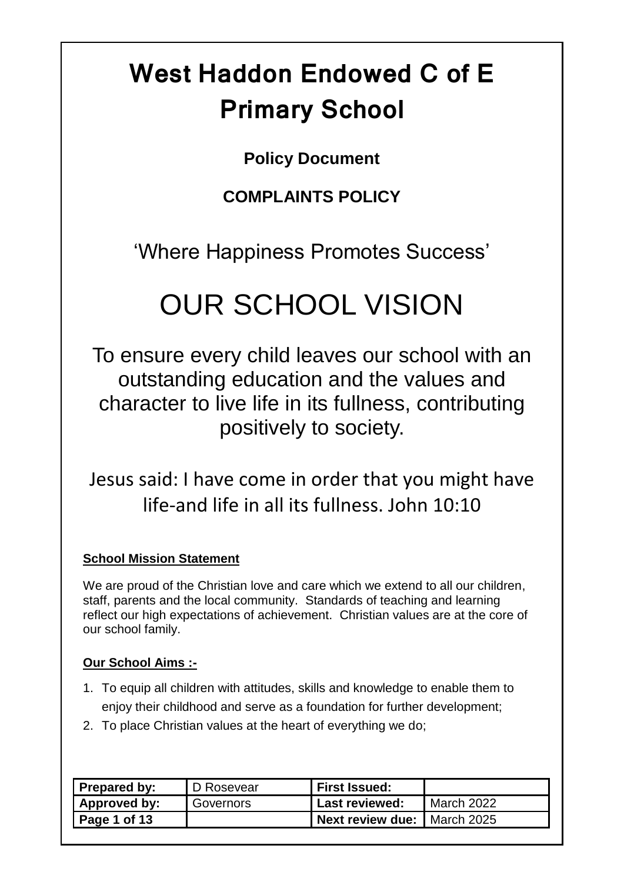# West Haddon Endowed C of E Primary School

**Policy Document**

**COMPLAINTS POLICY**

'Where Happiness Promotes Success'

## OUR SCHOOL VISION

To ensure every child leaves our school with an outstanding education and the values and character to live life in its fullness, contributing positively to society.

Jesus said: I have come in order that you might have life-and life in all its fullness. John 10:10

**School Mission Statement**

We are proud of the Christian love and care which we extend to all our children, staff, parents and the local community. Standards of teaching and learning reflect our high expectations of achievement. Christian values are at the core of our school family.

**Our School Aims :-**

1. To equip all children with attitudes, skills and knowledge to enable them to enjoy their childhood and serve as a foundation for further development;
2. To place Christian values at the heart of everything we do;

| **Prepared by:** | D Rosevear | **First Issued:** | |
|---|---|---|---|
| **Approved by:** | Governors | **Last reviewed:** | March 2022 |
| **Page 1 of 13** | | **Next review due:** | March 2025 |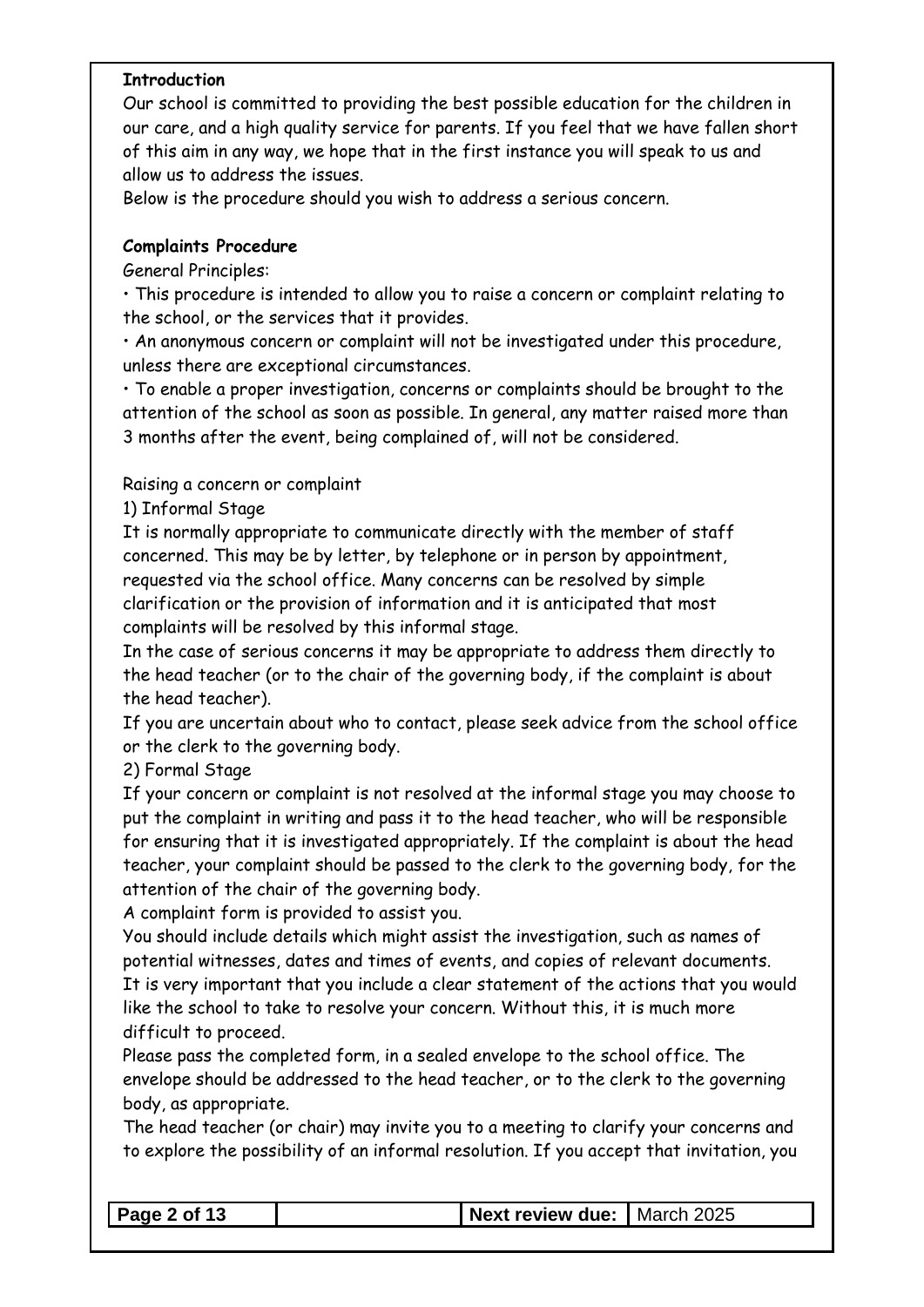**Introduction**

Our school is committed to providing the best possible education for the children in our care, and a high quality service for parents. If you feel that we have fallen short of this aim in any way, we hope that in the first instance you will speak to us and allow us to address the issues.

Below is the procedure should you wish to address a serious concern.

**Complaints Procedure**

General Principles:

• This procedure is intended to allow you to raise a concern or complaint relating to the school, or the services that it provides.

• An anonymous concern or complaint will not be investigated under this procedure, unless there are exceptional circumstances.

• To enable a proper investigation, concerns or complaints should be brought to the attention of the school as soon as possible. In general, any matter raised more than 3 months after the event, being complained of, will not be considered.

Raising a concern or complaint

1) Informal Stage

It is normally appropriate to communicate directly with the member of staff concerned. This may be by letter, by telephone or in person by appointment, requested via the school office. Many concerns can be resolved by simple clarification or the provision of information and it is anticipated that most complaints will be resolved by this informal stage.

In the case of serious concerns it may be appropriate to address them directly to the head teacher (or to the chair of the governing body, if the complaint is about the head teacher).

If you are uncertain about who to contact, please seek advice from the school office or the clerk to the governing body.

2) Formal Stage

If your concern or complaint is not resolved at the informal stage you may choose to put the complaint in writing and pass it to the head teacher, who will be responsible for ensuring that it is investigated appropriately. If the complaint is about the head teacher, your complaint should be passed to the clerk to the governing body, for the attention of the chair of the governing body.

A complaint form is provided to assist you.

You should include details which might assist the investigation, such as names of potential witnesses, dates and times of events, and copies of relevant documents.

It is very important that you include a clear statement of the actions that you would like the school to take to resolve your concern. Without this, it is much more difficult to proceed.

Please pass the completed form, in a sealed envelope to the school office. The envelope should be addressed to the head teacher, or to the clerk to the governing body, as appropriate.

The head teacher (or chair) may invite you to a meeting to clarify your concerns and to explore the possibility of an informal resolution. If you accept that invitation, you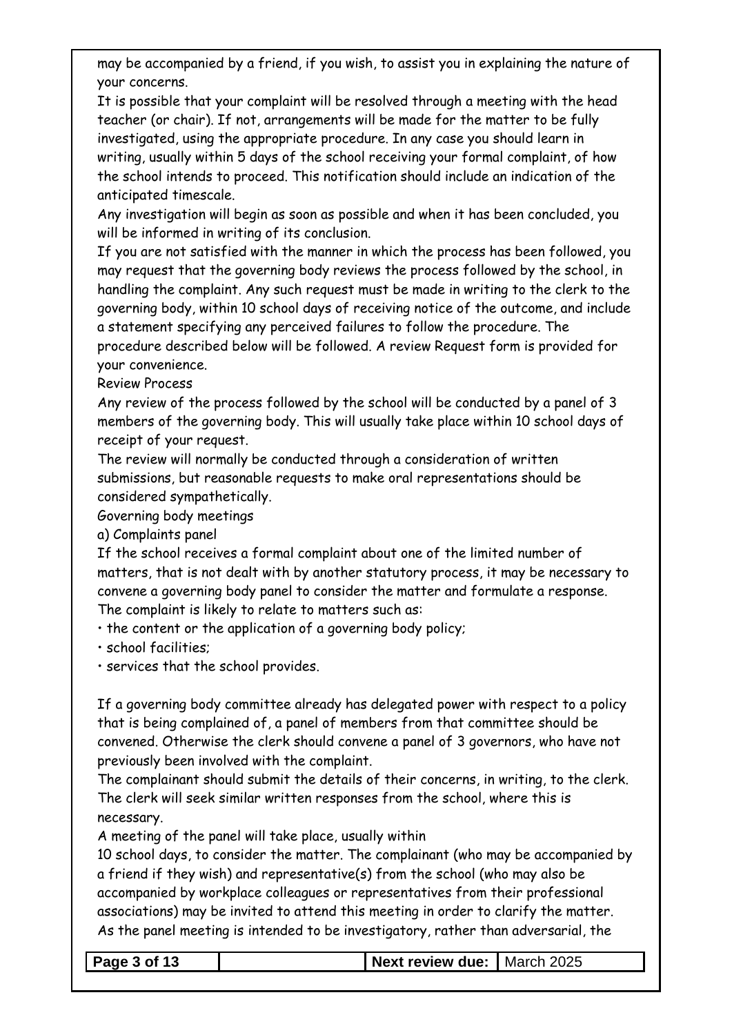may be accompanied by a friend, if you wish, to assist you in explaining the nature of your concerns.

It is possible that your complaint will be resolved through a meeting with the head teacher (or chair). If not, arrangements will be made for the matter to be fully investigated, using the appropriate procedure. In any case you should learn in writing, usually within 5 days of the school receiving your formal complaint, of how the school intends to proceed. This notification should include an indication of the anticipated timescale.

Any investigation will begin as soon as possible and when it has been concluded, you will be informed in writing of its conclusion.

If you are not satisfied with the manner in which the process has been followed, you may request that the governing body reviews the process followed by the school, in handling the complaint. Any such request must be made in writing to the clerk to the governing body, within 10 school days of receiving notice of the outcome, and include a statement specifying any perceived failures to follow the procedure. The procedure described below will be followed. A review Request form is provided for your convenience.

Review Process

Any review of the process followed by the school will be conducted by a panel of 3 members of the governing body. This will usually take place within 10 school days of receipt of your request.

The review will normally be conducted through a consideration of written submissions, but reasonable requests to make oral representations should be considered sympathetically.

Governing body meetings

a) Complaints panel

If the school receives a formal complaint about one of the limited number of matters, that is not dealt with by another statutory process, it may be necessary to convene a governing body panel to consider the matter and formulate a response. The complaint is likely to relate to matters such as:

- the content or the application of a governing body policy;
- school facilities;
- services that the school provides.

If a governing body committee already has delegated power with respect to a policy that is being complained of, a panel of members from that committee should be convened. Otherwise the clerk should convene a panel of 3 governors, who have not previously been involved with the complaint.

The complainant should submit the details of their concerns, in writing, to the clerk. The clerk will seek similar written responses from the school, where this is necessary.

A meeting of the panel will take place, usually within 10 school days, to consider the matter. The complainant (who may be accompanied by a friend if they wish) and representative(s) from the school (who may also be accompanied by workplace colleagues or representatives from their professional associations) may be invited to attend this meeting in order to clarify the matter. As the panel meeting is intended to be investigatory, rather than adversarial, the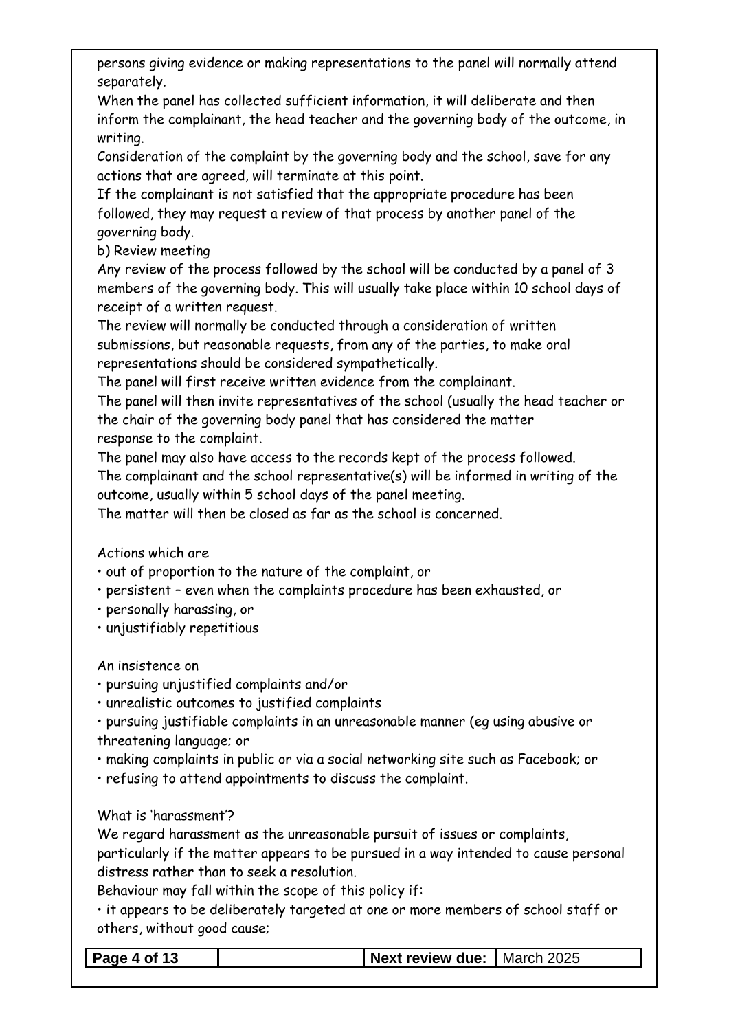persons giving evidence or making representations to the panel will normally attend separately.

When the panel has collected sufficient information, it will deliberate and then inform the complainant, the head teacher and the governing body of the outcome, in writing.

Consideration of the complaint by the governing body and the school, save for any actions that are agreed, will terminate at this point.

If the complainant is not satisfied that the appropriate procedure has been followed, they may request a review of that process by another panel of the governing body.

b) Review meeting

Any review of the process followed by the school will be conducted by a panel of 3 members of the governing body. This will usually take place within 10 school days of receipt of a written request.

The review will normally be conducted through a consideration of written submissions, but reasonable requests, from any of the parties, to make oral representations should be considered sympathetically.

The panel will first receive written evidence from the complainant.

The panel will then invite representatives of the school (usually the head teacher or the chair of the governing body panel that has considered the matter response to the complaint.

The panel may also have access to the records kept of the process followed.

The complainant and the school representative(s) will be informed in writing of the outcome, usually within 5 school days of the panel meeting.

The matter will then be closed as far as the school is concerned.

Actions which are

- out of proportion to the nature of the complaint, or
- persistent – even when the complaints procedure has been exhausted, or
- personally harassing, or
- unjustifiably repetitious

An insistence on

- pursuing unjustified complaints and/or
- unrealistic outcomes to justified complaints
- pursuing justifiable complaints in an unreasonable manner (eg using abusive or threatening language; or
- making complaints in public or via a social networking site such as Facebook; or
- refusing to attend appointments to discuss the complaint.

What is 'harassment'?

We regard harassment as the unreasonable pursuit of issues or complaints, particularly if the matter appears to be pursued in a way intended to cause personal distress rather than to seek a resolution.

Behaviour may fall within the scope of this policy if:

- it appears to be deliberately targeted at one or more members of school staff or others, without good cause;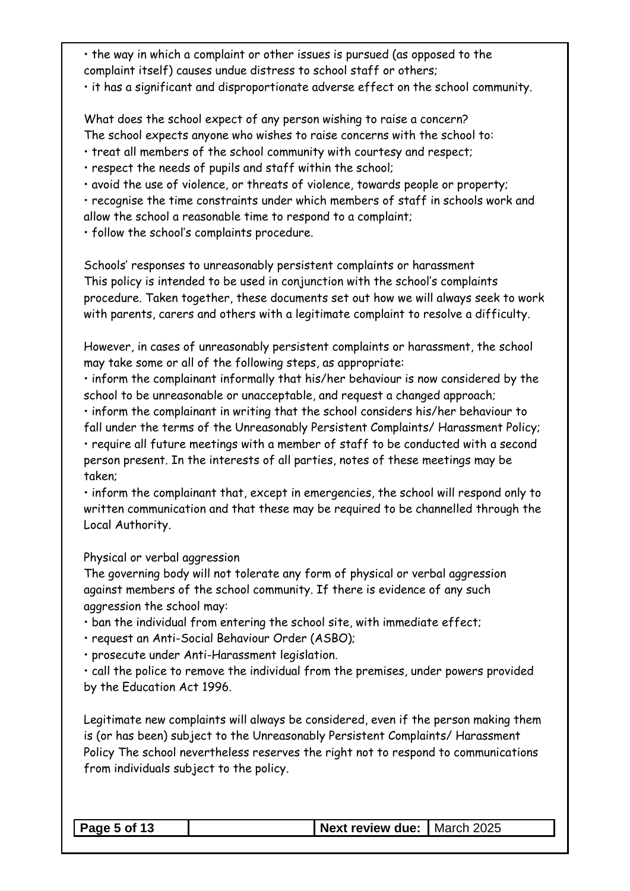• the way in which a complaint or other issues is pursued (as opposed to the complaint itself) causes undue distress to school staff or others;
• it has a significant and disproportionate adverse effect on the school community.

What does the school expect of any person wishing to raise a concern?
The school expects anyone who wishes to raise concerns with the school to:

• treat all members of the school community with courtesy and respect;
• respect the needs of pupils and staff within the school;
• avoid the use of violence, or threats of violence, towards people or property;
• recognise the time constraints under which members of staff in schools work and allow the school a reasonable time to respond to a complaint;
• follow the school's complaints procedure.

Schools' responses to unreasonably persistent complaints or harassment
This policy is intended to be used in conjunction with the school's complaints procedure. Taken together, these documents set out how we will always seek to work with parents, carers and others with a legitimate complaint to resolve a difficulty.

However, in cases of unreasonably persistent complaints or harassment, the school may take some or all of the following steps, as appropriate:

• inform the complainant informally that his/her behaviour is now considered by the school to be unreasonable or unacceptable, and request a changed approach;
• inform the complainant in writing that the school considers his/her behaviour to fall under the terms of the Unreasonably Persistent Complaints/ Harassment Policy;
• require all future meetings with a member of staff to be conducted with a second person present. In the interests of all parties, notes of these meetings may be taken;
• inform the complainant that, except in emergencies, the school will respond only to written communication and that these may be required to be channelled through the Local Authority.

Physical or verbal aggression
The governing body will not tolerate any form of physical or verbal aggression against members of the school community. If there is evidence of any such aggression the school may:

• ban the individual from entering the school site, with immediate effect;
• request an Anti-Social Behaviour Order (ASBO);
• prosecute under Anti-Harassment legislation.
• call the police to remove the individual from the premises, under powers provided by the Education Act 1996.

Legitimate new complaints will always be considered, even if the person making them is (or has been) subject to the Unreasonably Persistent Complaints/ Harassment Policy The school nevertheless reserves the right not to respond to communications from individuals subject to the policy.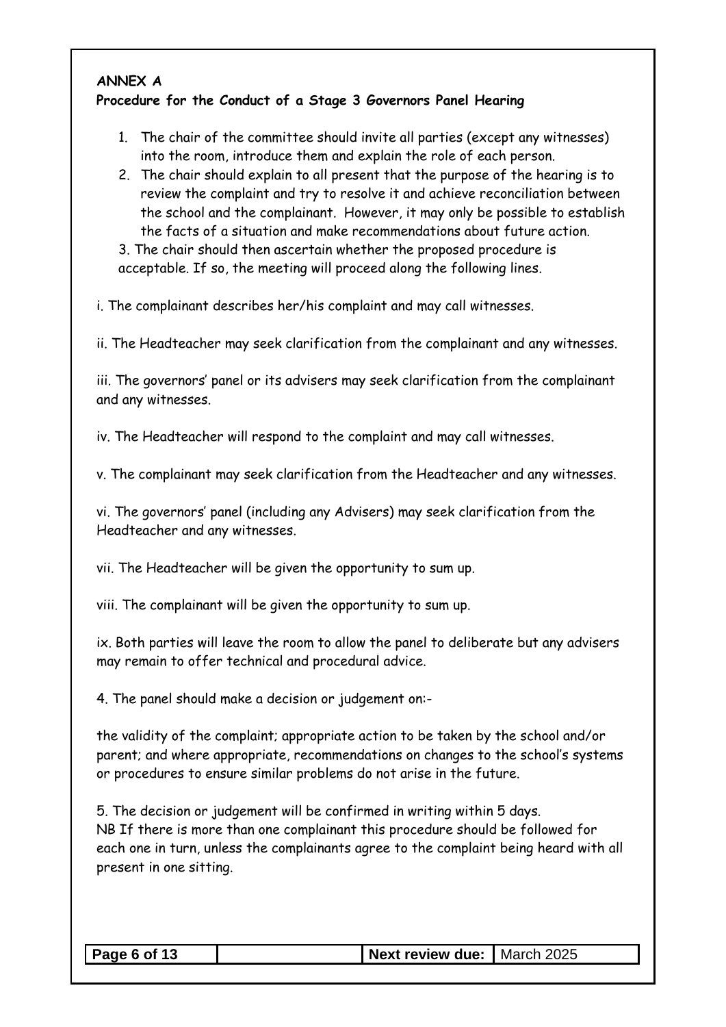**ANNEX A**

**Procedure for the Conduct of a Stage 3 Governors Panel Hearing**

1. The chair of the committee should invite all parties (except any witnesses) into the room, introduce them and explain the role of each person.
2. The chair should explain to all present that the purpose of the hearing is to review the complaint and try to resolve it and achieve reconciliation between the school and the complainant. However, it may only be possible to establish the facts of a situation and make recommendations about future action.
3. The chair should then ascertain whether the proposed procedure is acceptable. If so, the meeting will proceed along the following lines.

i. The complainant describes her/his complaint and may call witnesses.

ii. The Headteacher may seek clarification from the complainant and any witnesses.

iii. The governors' panel or its advisers may seek clarification from the complainant and any witnesses.

iv. The Headteacher will respond to the complaint and may call witnesses.

v. The complainant may seek clarification from the Headteacher and any witnesses.

vi. The governors' panel (including any Advisers) may seek clarification from the Headteacher and any witnesses.

vii. The Headteacher will be given the opportunity to sum up.

viii. The complainant will be given the opportunity to sum up.

ix. Both parties will leave the room to allow the panel to deliberate but any advisers may remain to offer technical and procedural advice.

4. The panel should make a decision or judgement on:-

the validity of the complaint; appropriate action to be taken by the school and/or parent; and where appropriate, recommendations on changes to the school's systems or procedures to ensure similar problems do not arise in the future.

5. The decision or judgement will be confirmed in writing within 5 days.

NB If there is more than one complainant this procedure should be followed for each one in turn, unless the complainants agree to the complaint being heard with all present in one sitting.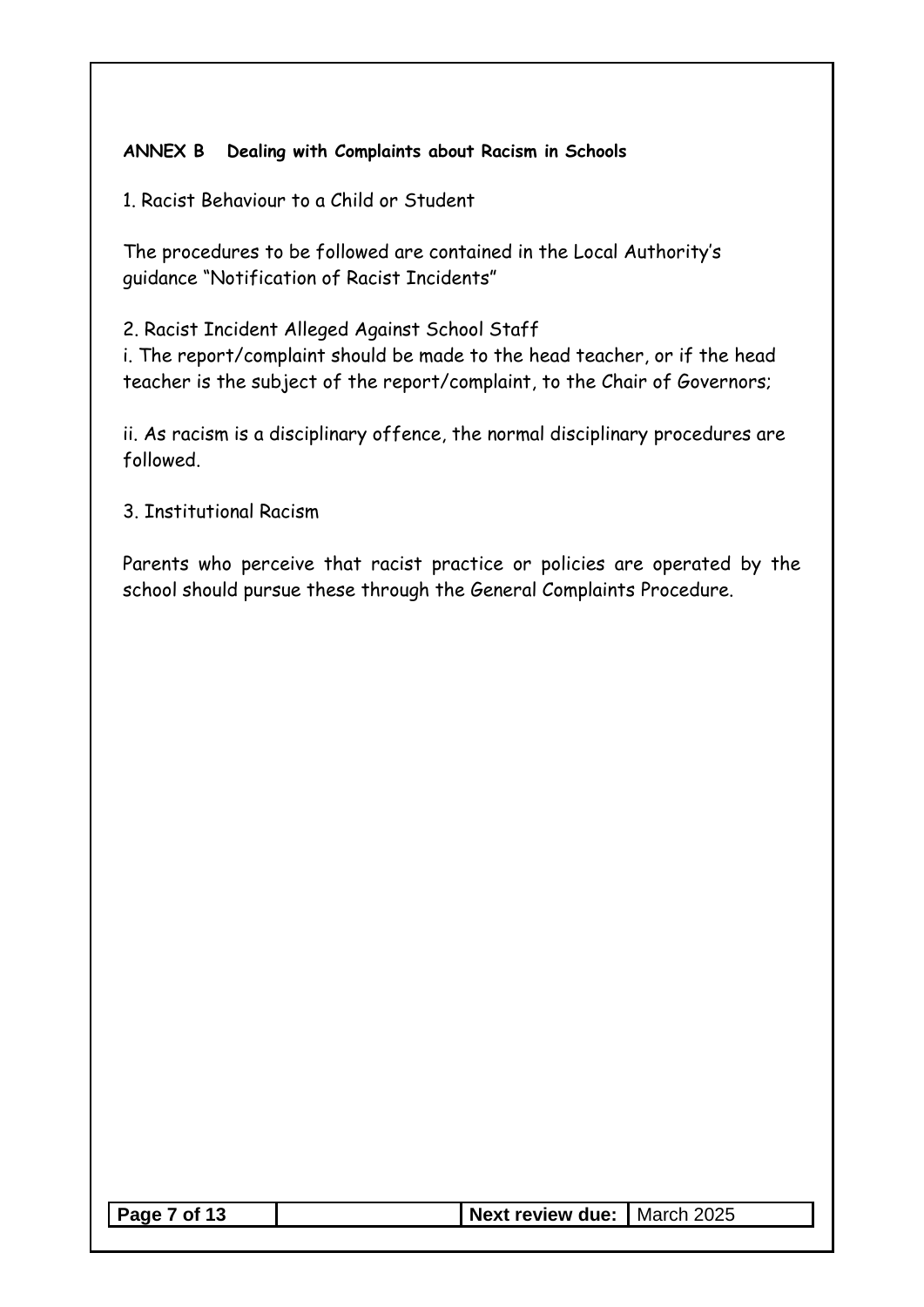**ANNEX B Dealing with Complaints about Racism in Schools**

1. Racist Behaviour to a Child or Student

The procedures to be followed are contained in the Local Authority's guidance "Notification of Racist Incidents"

2. Racist Incident Alleged Against School Staff

i. The report/complaint should be made to the head teacher, or if the head teacher is the subject of the report/complaint, to the Chair of Governors;

ii. As racism is a disciplinary offence, the normal disciplinary procedures are followed.

3. Institutional Racism

Parents who perceive that racist practice or policies are operated by the school should pursue these through the General Complaints Procedure.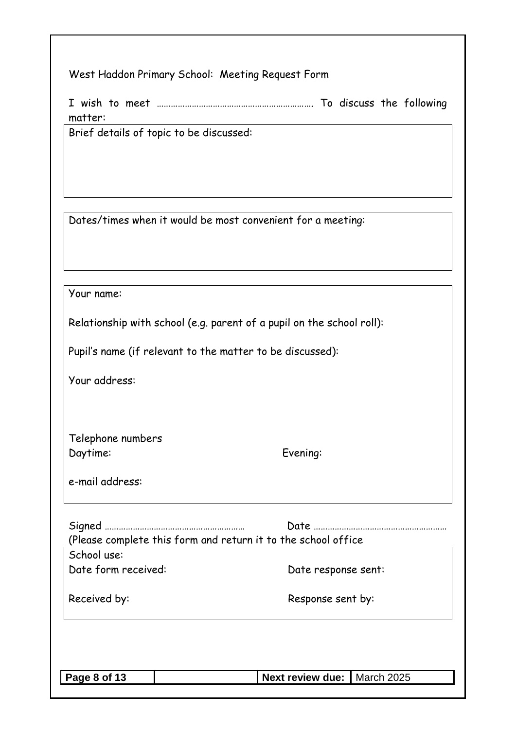West Haddon Primary School: Meeting Request Form

I wish to meet ………………………………………………………. To discuss the following matter:

Brief details of topic to be discussed:

Dates/times when it would be most convenient for a meeting:

Your name:

Relationship with school (e.g. parent of a pupil on the school roll):

Pupil's name (if relevant to the matter to be discussed):

Your address:

Telephone numbers

Daytime: Evening:

e-mail address:

Signed …………………………………………………… Date …………………………………………………

(Please complete this form and return it to the school office

| School use: | |
|---|---|
| Date form received: | Date response sent: |
| Received by: | Response sent by: |

| | | Next review due: | March 2025 |
|---|---|---|---|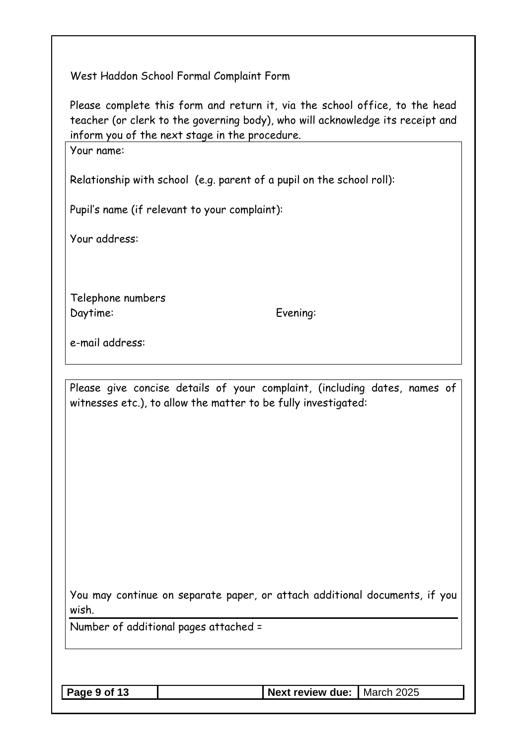West Haddon School Formal Complaint Form

Please complete this form and return it, via the school office, to the head teacher (or clerk to the governing body), who will acknowledge its receipt and inform you of the next stage in the procedure.

Your name:

Relationship with school (e.g. parent of a pupil on the school roll):

Pupil's name (if relevant to your complaint):

Your address:

Telephone numbers

Daytime: Evening:

e-mail address:

Please give concise details of your complaint, (including dates, names of witnesses etc.), to allow the matter to be fully investigated:

You may continue on separate paper, or attach additional documents, if you wish.

Number of additional pages attached =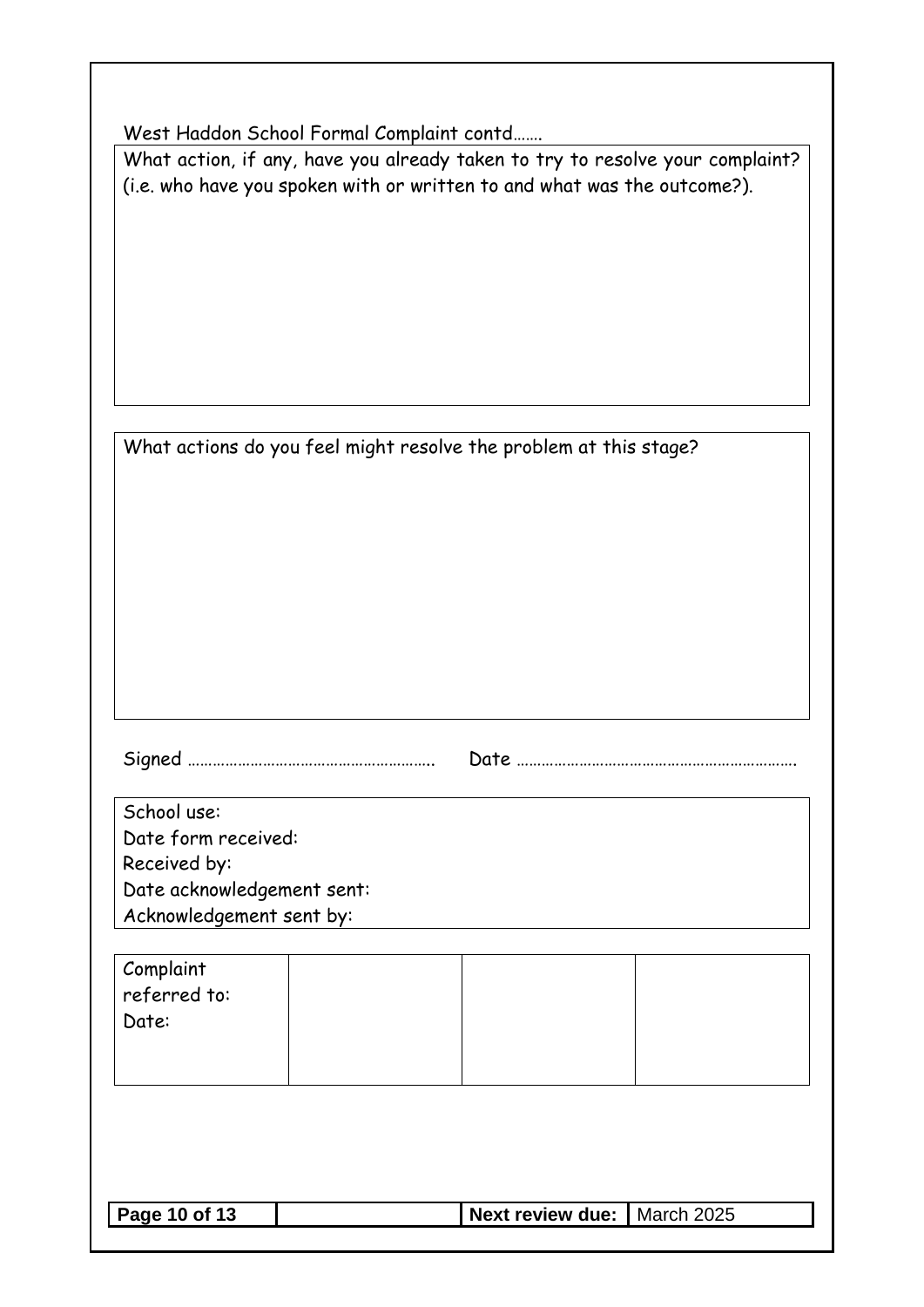West Haddon School Formal Complaint contd…….

| What action, if any, have you already taken to try to resolve your complaint? (i.e. who have you spoken with or written to and what was the outcome?). |
|---|
| |

| What actions do you feel might resolve the problem at this stage? |
|---|
| |

Signed ………………………………………………….    Date ………………………………………………………….

| School use: |
|---|
| Date form received: |
| Received by: |
| Date acknowledgement sent: |
| Acknowledgement sent by: |

| Complaint referred to: Date: | | | |
|---|---|---|---|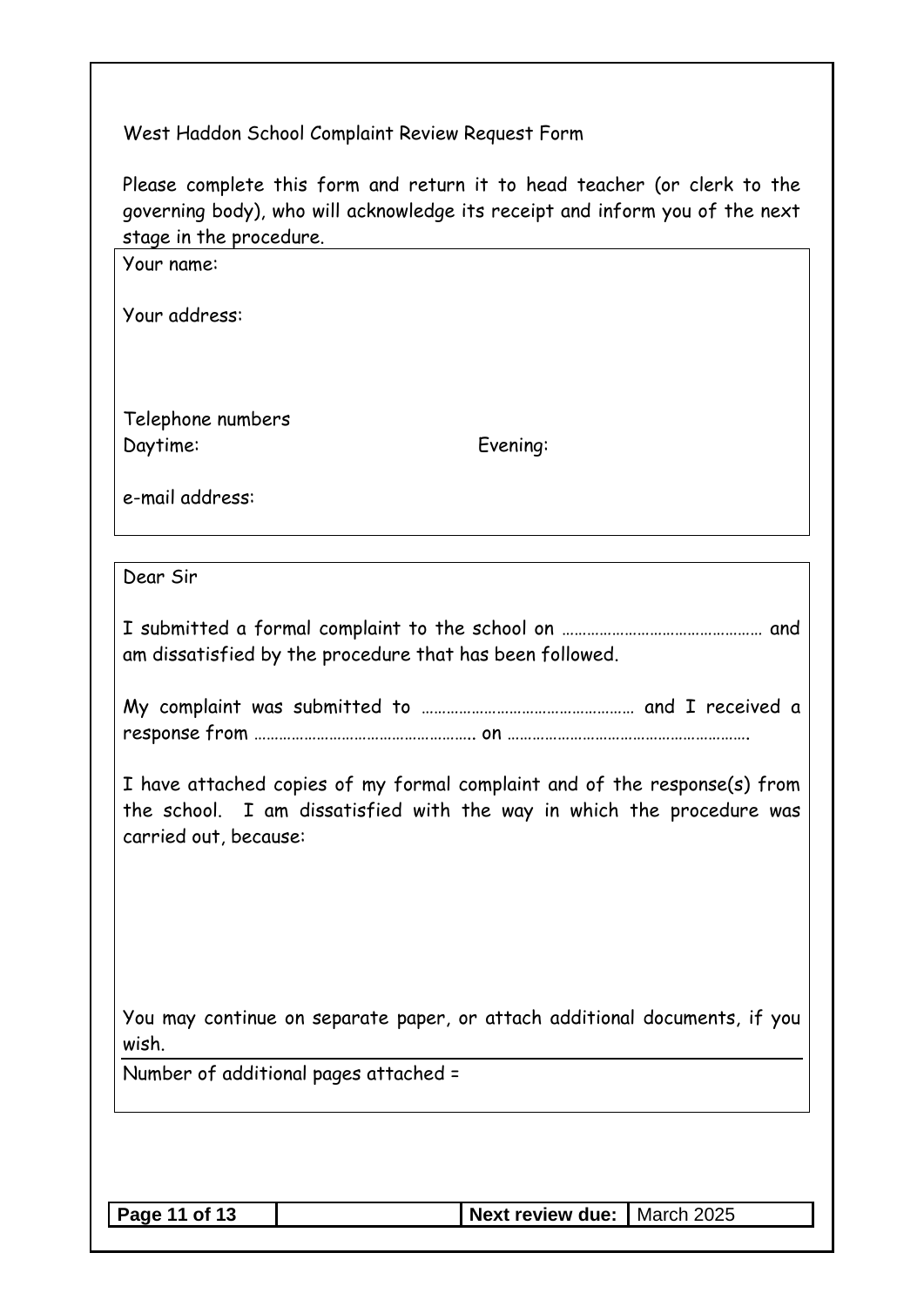West Haddon School Complaint Review Request Form

Please complete this form and return it to head teacher (or clerk to the governing body), who will acknowledge its receipt and inform you of the next stage in the procedure.

Your name:

Your address:

Telephone numbers

Daytime: Evening:

e-mail address:

Dear Sir

I submitted a formal complaint to the school on ……………………………………… and am dissatisfied by the procedure that has been followed.

My complaint was submitted to ………………………………………… and I received a response from …………………………………………. on ………………………………………………….

I have attached copies of my formal complaint and of the response(s) from the school. I am dissatisfied with the way in which the procedure was carried out, because:

You may continue on separate paper, or attach additional documents, if you wish.

Number of additional pages attached =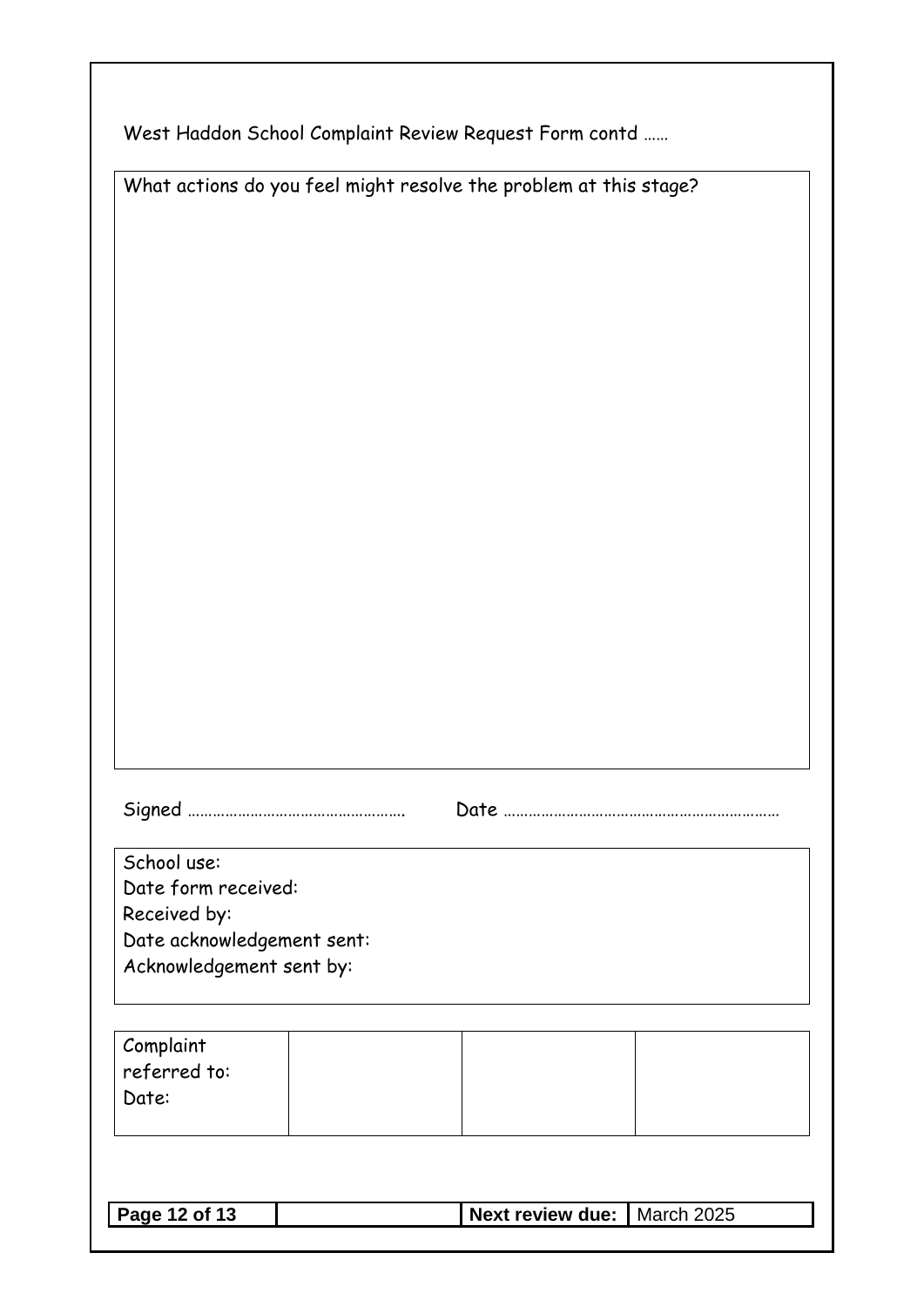West Haddon School Complaint Review Request Form contd ……

| What actions do you feel might resolve the problem at this stage? |
|---|
| |

Signed …………………………………………… Date …………………………………………………………

| School use: |
|---|
| Date form received: |
| Received by: |
| Date acknowledgement sent: |
| Acknowledgement sent by: |

| Complaint referred to: Date: | | | |
|---|---|---|---|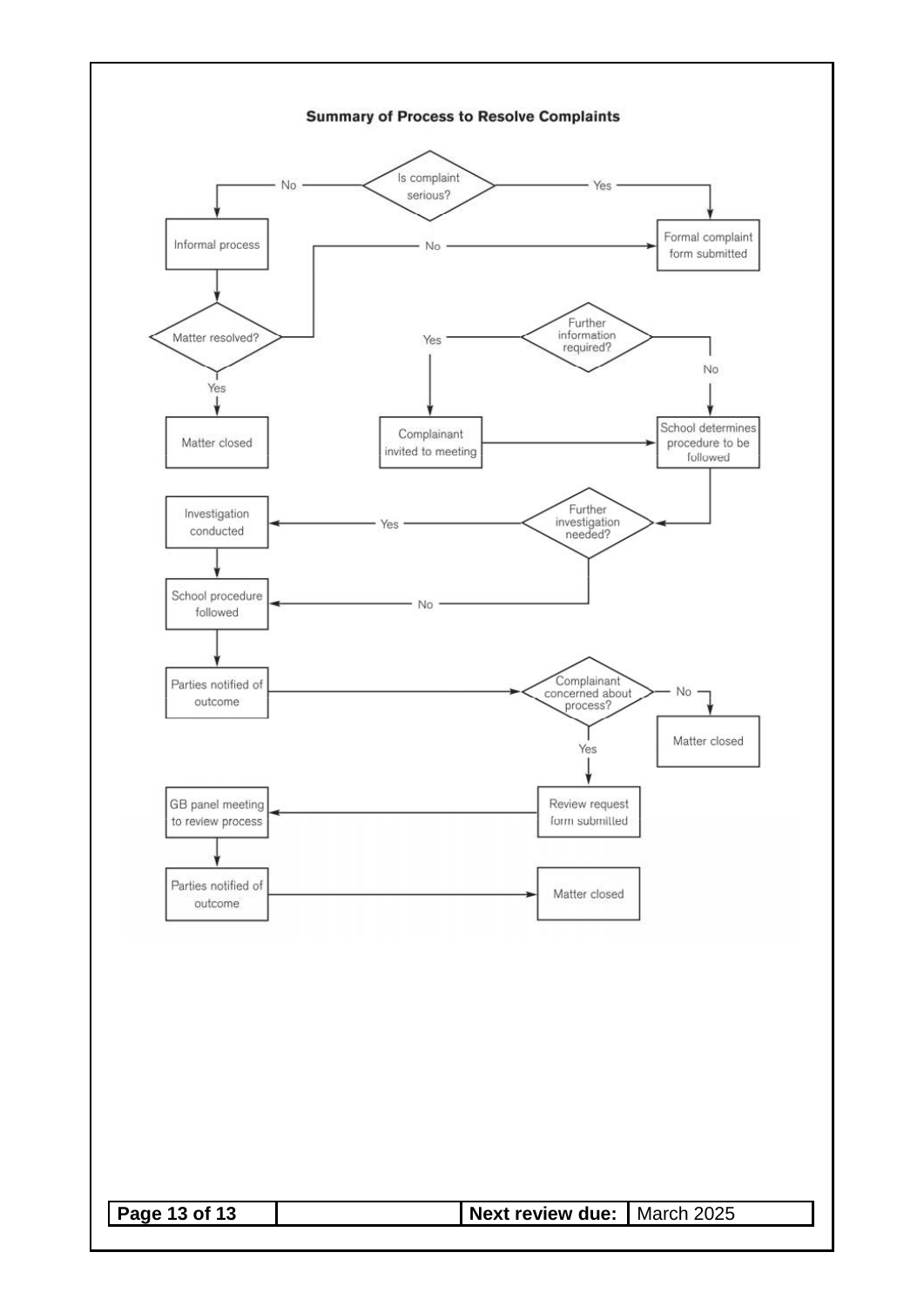## Summary of Process to Resolve Complaints

Is complaint serious?

No

Yes

Informal process

Formal complaint form submitted

Matter resolved?

No

Yes

Matter closed

Further information required?

Yes

No

Complainant invited to meeting

School determines procedure to be followed

Further investigation needed?

Yes

No

Investigation conducted

School procedure followed

Parties notified of outcome

Complainant concerned about process?

No

Matter closed

Yes

Review request form submitted

GB panel meeting to review process

Parties notified of outcome

Matter closed

| | | | |
|---|---|---|---|
| Page 13 of 13 | | Next review due: | March 2025 |